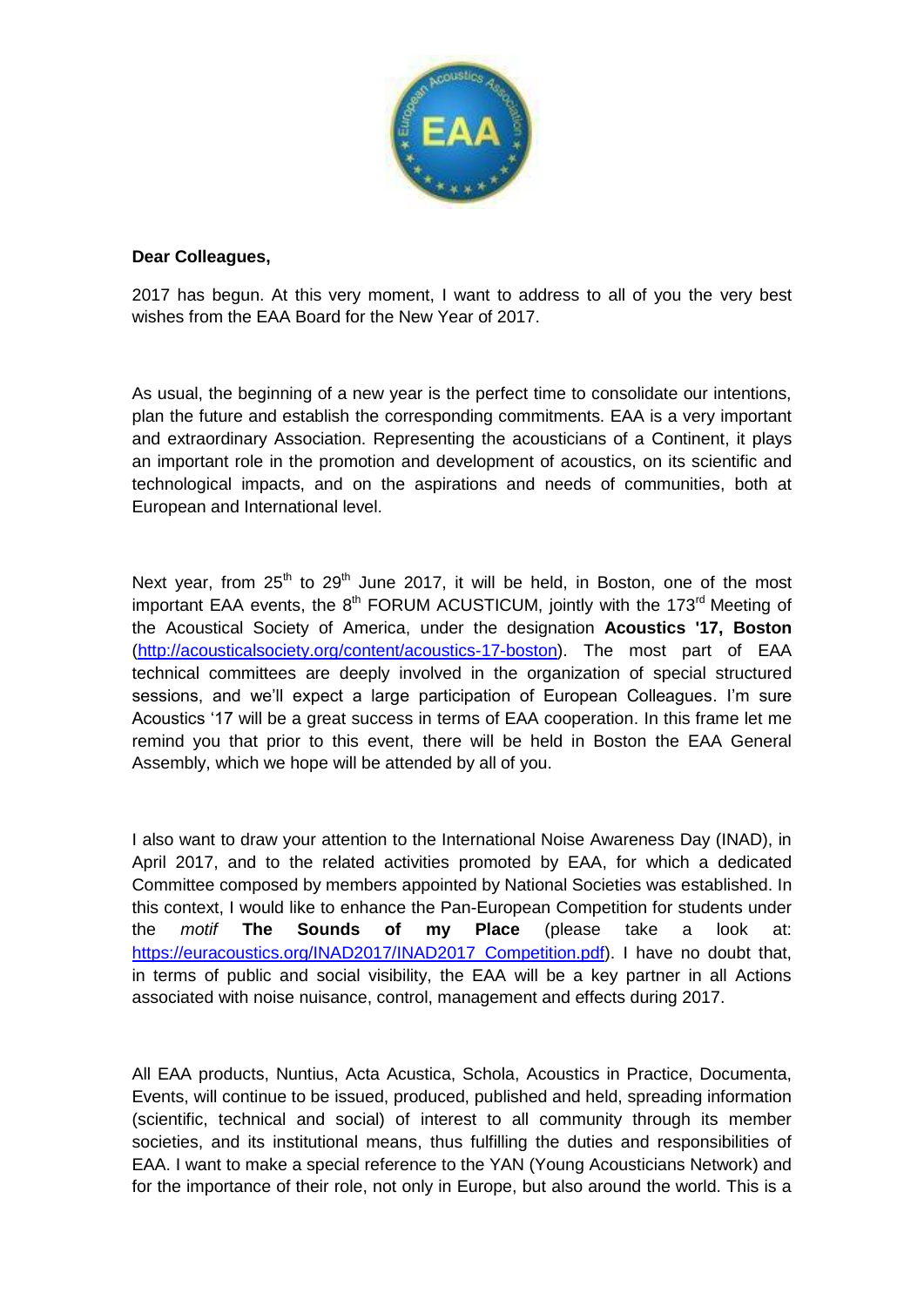**Dear Colleagues,**

2017 has begun. At this very moment, I want to address to all of you the very best wishes from the EAA Board for the New Year of 2017.

As usual, the beginning of a new year is the perfect time to consolidate our intentions, plan the future and establish the corresponding commitments. EAA is a very important and extraordinary Association. Representing the acousticians of a Continent, it plays an important role in the promotion and development of acoustics, on its scientific and technological impacts, and on the aspirations and needs of communities, both at European and International level.

Next year, from 25th to 29th June 2017, it will be held, in Boston, one of the most important EAA events, the 8th FORUM ACUSTICUM, jointly with the 173rd Meeting of the Acoustical Society of America, under the designation **Acoustics '17, Boston** (http://acousticalsociety.org/content/acoustics-17-boston). The most part of EAA technical committees are deeply involved in the organization of special structured sessions, and we'll expect a large participation of European Colleagues. I'm sure Acoustics '17 will be a great success in terms of EAA cooperation. In this frame let me remind you that prior to this event, there will be held in Boston the EAA General Assembly, which we hope will be attended by all of you.

I also want to draw your attention to the International Noise Awareness Day (INAD), in April 2017, and to the related activities promoted by EAA, for which a dedicated Committee composed by members appointed by National Societies was established. In this context, I would like to enhance the Pan-European Competition for students under the *motif* **The Sounds of my Place** (please take a look at: https://euracoustics.org/INAD2017/INAD2017_Competition.pdf). I have no doubt that, in terms of public and social visibility, the EAA will be a key partner in all Actions associated with noise nuisance, control, management and effects during 2017.

All EAA products, Nuntius, Acta Acustica, Schola, Acoustics in Practice, Documenta, Events, will continue to be issued, produced, published and held, spreading information (scientific, technical and social) of interest to all community through its member societies, and its institutional means, thus fulfilling the duties and responsibilities of EAA. I want to make a special reference to the YAN (Young Acousticians Network) and for the importance of their role, not only in Europe, but also around the world. This is a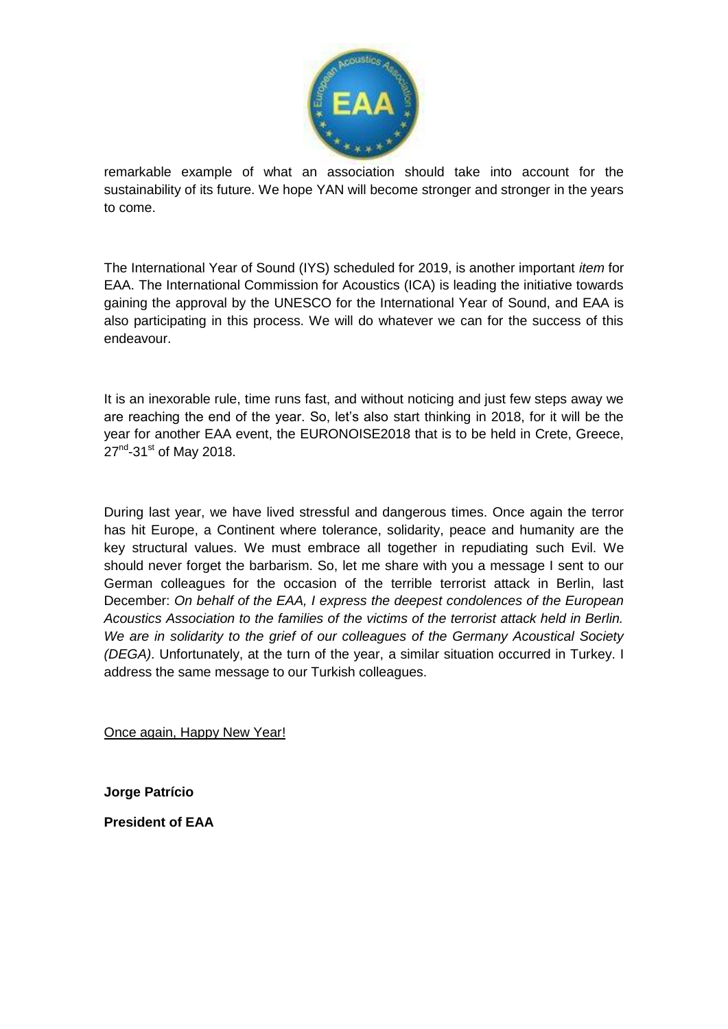remarkable example of what an association should take into account for the sustainability of its future. We hope YAN will become stronger and stronger in the years to come.

The International Year of Sound (IYS) scheduled for 2019, is another important *item* for EAA. The International Commission for Acoustics (ICA) is leading the initiative towards gaining the approval by the UNESCO for the International Year of Sound, and EAA is also participating in this process. We will do whatever we can for the success of this endeavour.

It is an inexorable rule, time runs fast, and without noticing and just few steps away we are reaching the end of the year. So, let's also start thinking in 2018, for it will be the year for another EAA event, the EURONOISE2018 that is to be held in Crete, Greece, 27nd-31st of May 2018.

During last year, we have lived stressful and dangerous times. Once again the terror has hit Europe, a Continent where tolerance, solidarity, peace and humanity are the key structural values. We must embrace all together in repudiating such Evil. We should never forget the barbarism. So, let me share with you a message I sent to our German colleagues for the occasion of the terrible terrorist attack in Berlin, last December: *On behalf of the EAA, I express the deepest condolences of the European Acoustics Association to the families of the victims of the terrorist attack held in Berlin. We are in solidarity to the grief of our colleagues of the Germany Acoustical Society (DEGA)*. Unfortunately, at the turn of the year, a similar situation occurred in Turkey. I address the same message to our Turkish colleagues.

Once again, Happy New Year!

**Jorge Patrício**

**President of EAA**